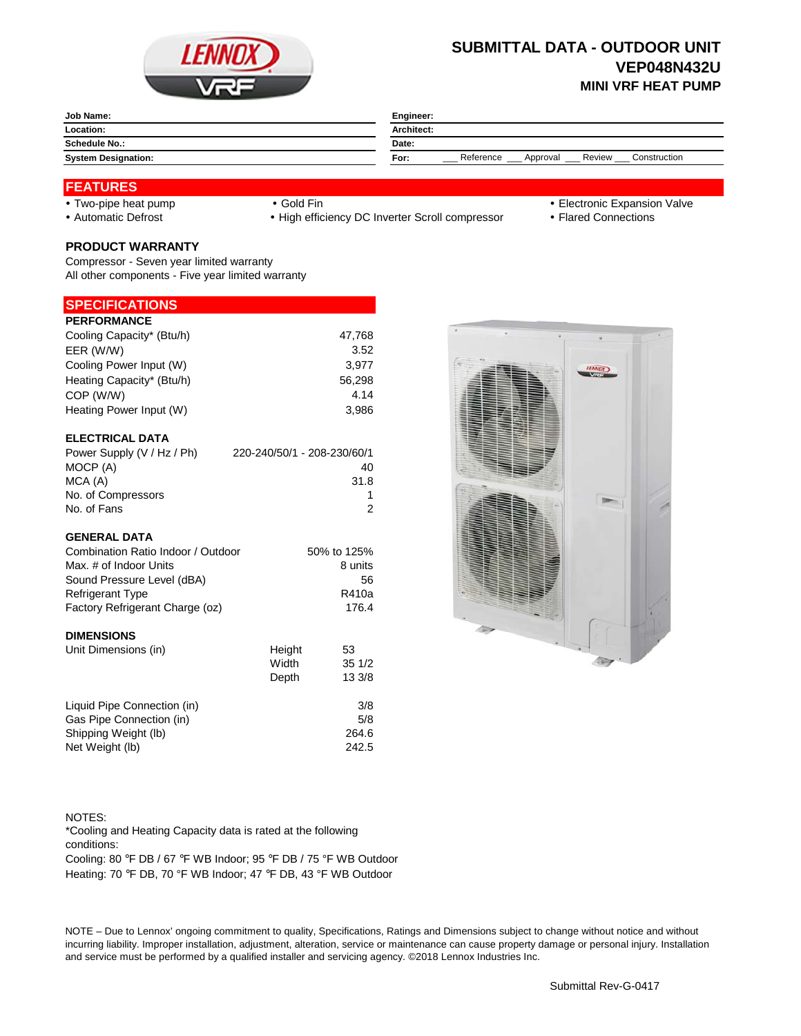# SUBMITTAL DATA - OUTDOOR UNIT
## VEP048N432U
### MINI VRF HEAT PUMP

| | |
|---|---|
| **Job Name:** | **Engineer:** |
| **Location:** | **Architect:** |
| **Schedule No.:** | **Date:** |
| **System Designation:** | **For:** ___ Reference ___ Approval ___ Review ___ Construction |

## FEATURES

- Two-pipe heat pump
- Automatic Defrost
- Gold Fin
- High efficiency DC Inverter Scroll compressor
- Electronic Expansion Valve
- Flared Connections

### PRODUCT WARRANTY

Compressor - Seven year limited warranty
All other components - Five year limited warranty

## SPECIFICATIONS

### PERFORMANCE

| | |
|---|---|
| Cooling Capacity* (Btu/h) | 47,768 |
| EER (W/W) | 3.52 |
| Cooling Power Input (W) | 3,977 |
| Heating Capacity* (Btu/h) | 56,298 |
| COP (W/W) | 4.14 |
| Heating Power Input (W) | 3,986 |

### ELECTRICAL DATA

| | |
|---|---|
| Power Supply (V / Hz / Ph) | 220-240/50/1 - 208-230/60/1 |
| MOCP (A) | 40 |
| MCA (A) | 31.8 |
| No. of Compressors | 1 |
| No. of Fans | 2 |

### GENERAL DATA

| | |
|---|---|
| Combination Ratio Indoor / Outdoor | 50% to 125% |
| Max. # of Indoor Units | 8 units |
| Sound Pressure Level (dBA) | 56 |
| Refrigerant Type | R410a |
| Factory Refrigerant Charge (oz) | 176.4 |

### DIMENSIONS

| | | |
|---|---|---|
| Unit Dimensions (in) | Height | 53 |
| | Width | 35 1/2 |
| | Depth | 13 3/8 |

| | |
|---|---|
| Liquid Pipe Connection (in) | 3/8 |
| Gas Pipe Connection (in) | 5/8 |
| Shipping Weight (lb) | 264.6 |
| Net Weight (lb) | 242.5 |

NOTES:
*Cooling and Heating Capacity data is rated at the following conditions:
Cooling: 80 ℉ DB / 67 ℉ WB Indoor; 95 ℉ DB / 75 °F WB Outdoor
Heating: 70 ℉ DB, 70 °F WB Indoor; 47 ℉ DB, 43 °F WB Outdoor

NOTE – Due to Lennox' ongoing commitment to quality, Specifications, Ratings and Dimensions subject to change without notice and without incurring liability. Improper installation, adjustment, alteration, service or maintenance can cause property damage or personal injury. Installation and service must be performed by a qualified installer and servicing agency. ©2018 Lennox Industries Inc.

Submittal Rev-G-0417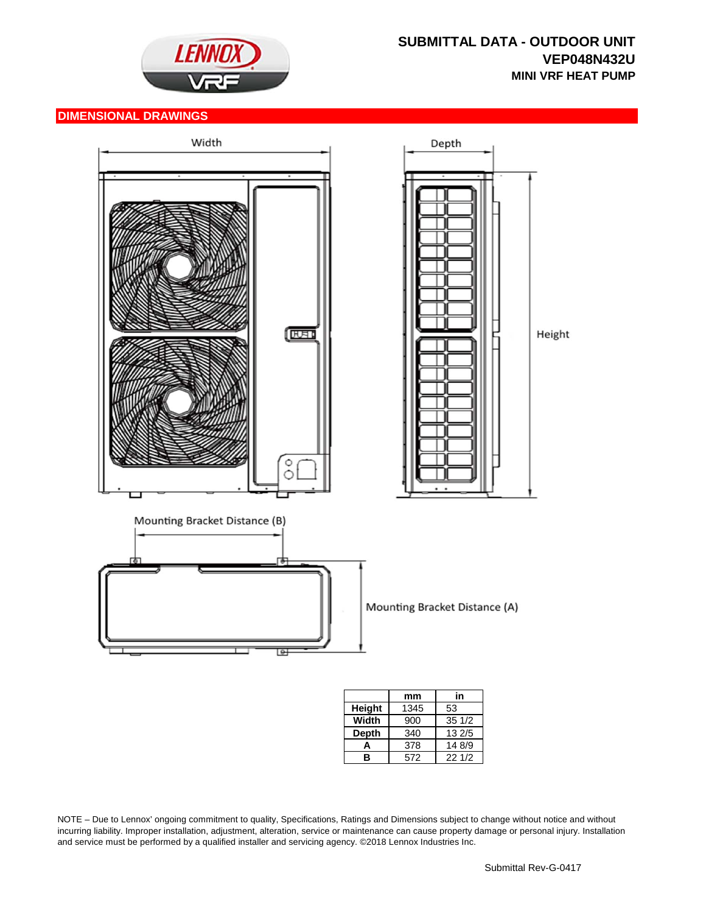# SUBMITTAL DATA - OUTDOOR UNIT
## VEP048N432U
### MINI VRF HEAT PUMP

## DIMENSIONAL DRAWINGS

Width

Depth

Height

Mounting Bracket Distance (B)

Mounting Bracket Distance (A)

| | mm | in |
|---|---|---|
| **Height** | 1345 | 53 |
| **Width** | 900 | 35 1/2 |
| **Depth** | 340 | 13 2/5 |
| **A** | 378 | 14 8/9 |
| **B** | 572 | 22 1/2 |

NOTE – Due to Lennox' ongoing commitment to quality, Specifications, Ratings and Dimensions subject to change without notice and without incurring liability. Improper installation, adjustment, alteration, service or maintenance can cause property damage or personal injury. Installation and service must be performed by a qualified installer and servicing agency. ©2018 Lennox Industries Inc.

Submittal Rev-G-0417